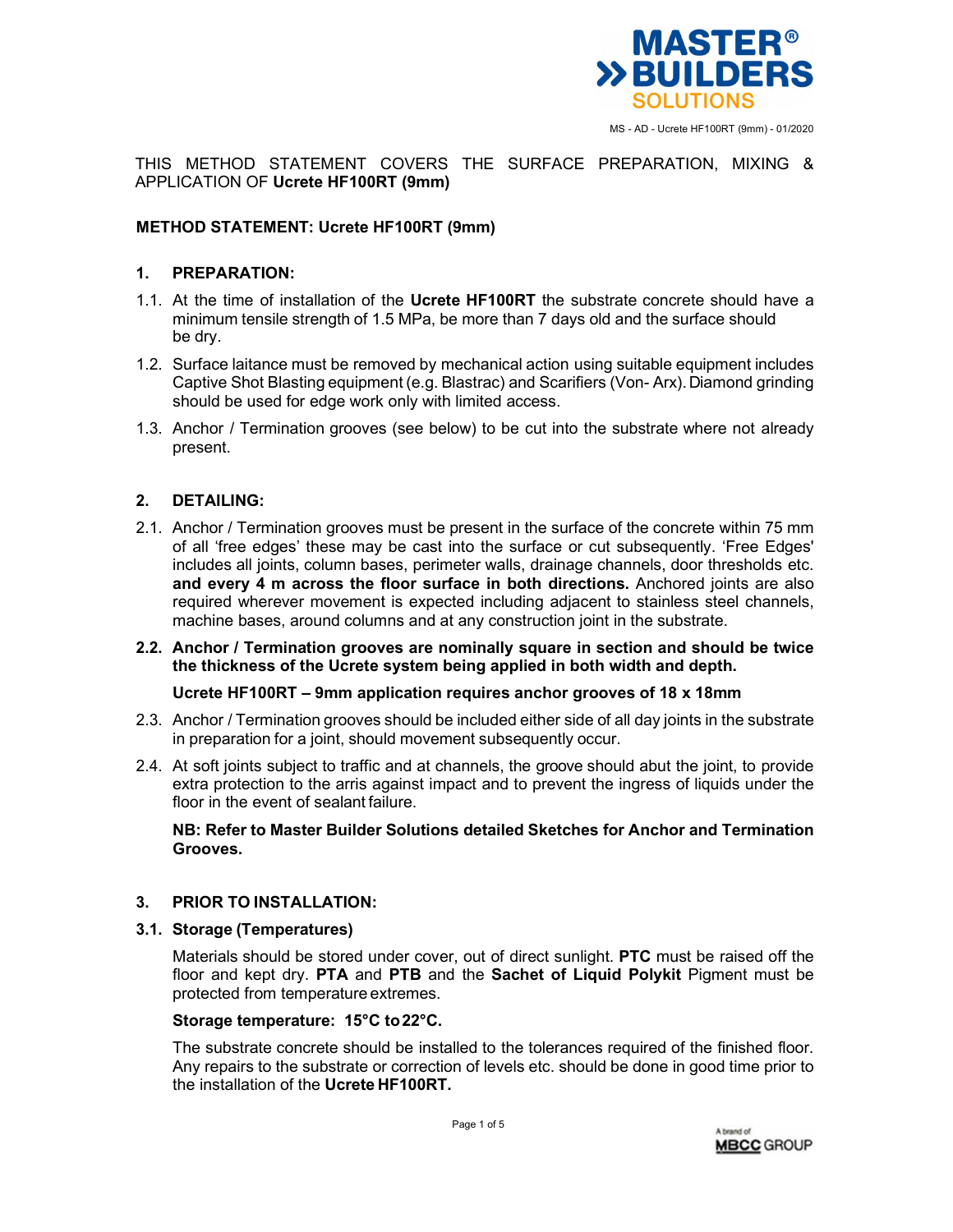THIS METHOD STATEMENT COVERS THE SURFACE PREPARATION, MIXING & APPLICATION OF **Ucrete HF100RT (9mm)**

## METHOD STATEMENT: Ucrete HF100RT (9mm)

### 1. PREPARATION:

1.1. At the time of installation of the **Ucrete HF100RT** the substrate concrete should have a minimum tensile strength of 1.5 MPa, be more than 7 days old and the surface should be dry.

1.2. Surface laitance must be removed by mechanical action using suitable equipment includes Captive Shot Blasting equipment (e.g. Blastrac) and Scarifiers (Von- Arx). Diamond grinding should be used for edge work only with limited access.

1.3. Anchor / Termination grooves (see below) to be cut into the substrate where not already present.

### 2. DETAILING:

2.1. Anchor / Termination grooves must be present in the surface of the concrete within 75 mm of all 'free edges' these may be cast into the surface or cut subsequently. 'Free Edges' includes all joints, column bases, perimeter walls, drainage channels, door thresholds etc. **and every 4 m across the floor surface in both directions.** Anchored joints are also required wherever movement is expected including adjacent to stainless steel channels, machine bases, around columns and at any construction joint in the substrate.

**2.2. Anchor / Termination grooves are nominally square in section and should be twice the thickness of the Ucrete system being applied in both width and depth.**

**Ucrete HF100RT – 9mm application requires anchor grooves of 18 x 18mm**

2.3. Anchor / Termination grooves should be included either side of all day joints in the substrate in preparation for a joint, should movement subsequently occur.

2.4. At soft joints subject to traffic and at channels, the groove should abut the joint, to provide extra protection to the arris against impact and to prevent the ingress of liquids under the floor in the event of sealant failure.

**NB: Refer to Master Builder Solutions detailed Sketches for Anchor and Termination Grooves.**

### 3. PRIOR TO INSTALLATION:

#### 3.1. Storage (Temperatures)

Materials should be stored under cover, out of direct sunlight. **PTC** must be raised off the floor and kept dry. **PTA** and **PTB** and the **Sachet of Liquid Polykit** Pigment must be protected from temperature extremes.

**Storage temperature: 15°C to 22°C.**

The substrate concrete should be installed to the tolerances required of the finished floor. Any repairs to the substrate or correction of levels etc. should be done in good time prior to the installation of the **Ucrete HF100RT.**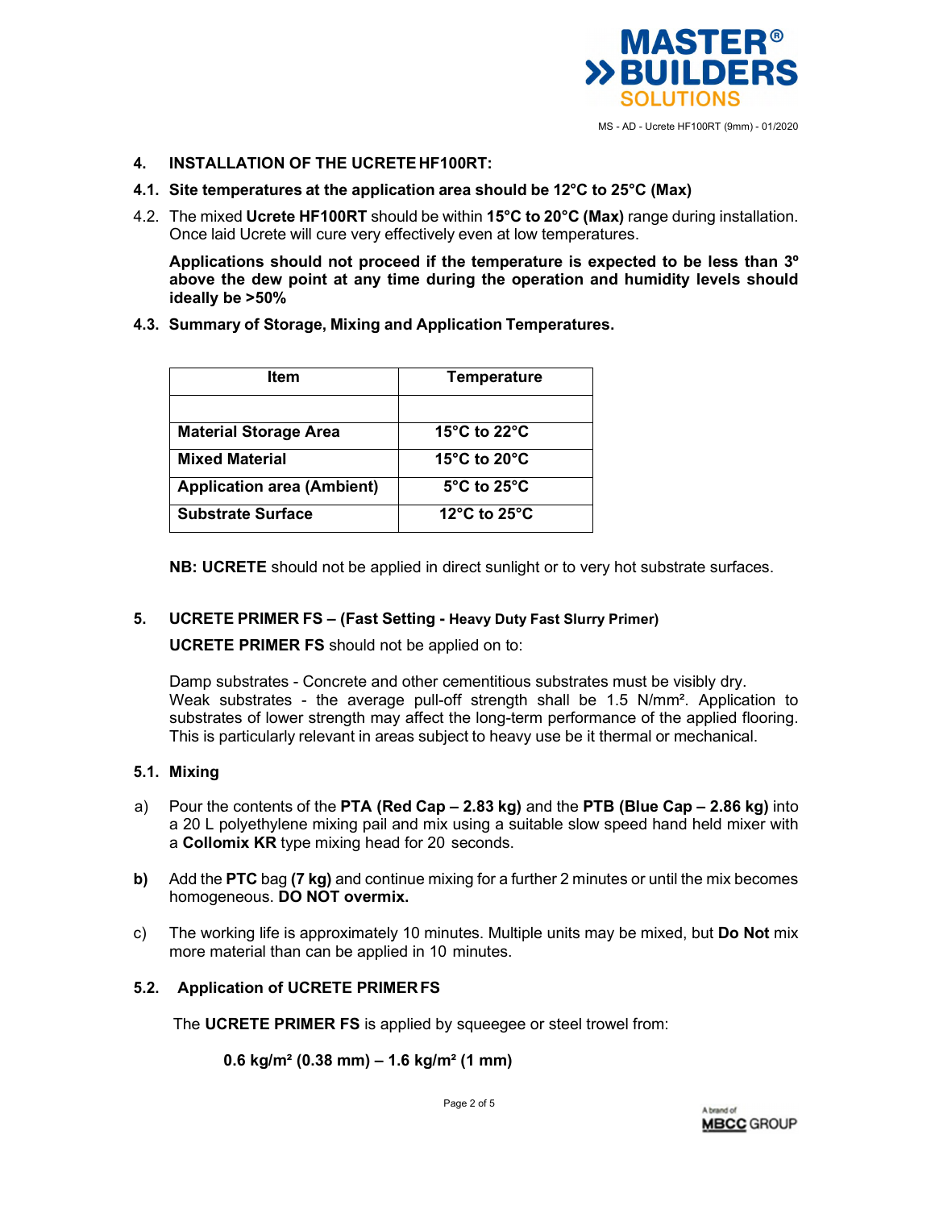## 4. INSTALLATION OF THE UCRETE HF100RT:

### 4.1. Site temperatures at the application area should be 12°C to 25°C (Max)

4.2. The mixed **Ucrete HF100RT** should be within **15°C to 20°C (Max)** range during installation. Once laid Ucrete will cure very effectively even at low temperatures.

**Applications should not proceed if the temperature is expected to be less than 3º above the dew point at any time during the operation and humidity levels should ideally be >50%**

### 4.3. Summary of Storage, Mixing and Application Temperatures.

| Item | Temperature |
|---|---|
| | |
| **Material Storage Area** | **15°C to 22°C** |
| **Mixed Material** | **15°C to 20°C** |
| **Application area (Ambient)** | **5°C to 25°C** |
| **Substrate Surface** | **12°C to 25°C** |

**NB: UCRETE** should not be applied in direct sunlight or to very hot substrate surfaces.

## 5. UCRETE PRIMER FS – (Fast Setting - Heavy Duty Fast Slurry Primer)

**UCRETE PRIMER FS** should not be applied on to:

Damp substrates - Concrete and other cementitious substrates must be visibly dry.
Weak substrates - the average pull-off strength shall be 1.5 N/mm². Application to substrates of lower strength may affect the long-term performance of the applied flooring. This is particularly relevant in areas subject to heavy use be it thermal or mechanical.

### 5.1. Mixing

a) Pour the contents of the **PTA (Red Cap – 2.83 kg)** and the **PTB (Blue Cap – 2.86 kg)** into a 20 L polyethylene mixing pail and mix using a suitable slow speed hand held mixer with a **Collomix KR** type mixing head for 20 seconds.

**b)** Add the **PTC** bag **(7 kg)** and continue mixing for a further 2 minutes or until the mix becomes homogeneous. **DO NOT overmix.**

c) The working life is approximately 10 minutes. Multiple units may be mixed, but **Do Not** mix more material than can be applied in 10 minutes.

### 5.2. Application of UCRETE PRIMER FS

The **UCRETE PRIMER FS** is applied by squeegee or steel trowel from:

**0.6 kg/m² (0.38 mm) – 1.6 kg/m² (1 mm)**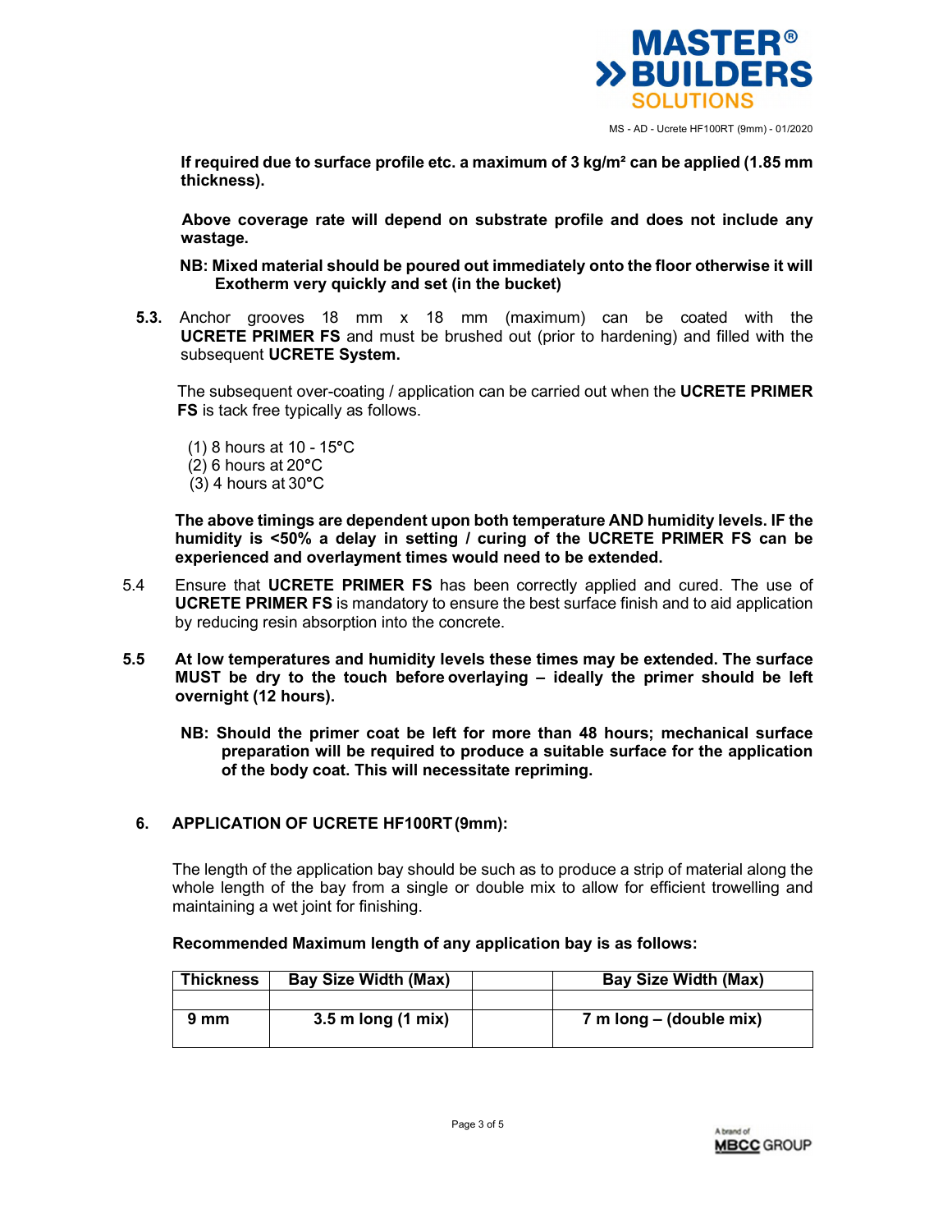**If required due to surface profile etc. a maximum of 3 kg/m² can be applied (1.85 mm thickness).**

**Above coverage rate will depend on substrate profile and does not include any wastage.**

**NB: Mixed material should be poured out immediately onto the floor otherwise it will Exotherm very quickly and set (in the bucket)**

**5.3.** Anchor grooves 18 mm x 18 mm (maximum) can be coated with the **UCRETE PRIMER FS** and must be brushed out (prior to hardening) and filled with the subsequent **UCRETE System.**

The subsequent over-coating / application can be carried out when the **UCRETE PRIMER FS** is tack free typically as follows.

(1) 8 hours at 10 - 15°C
(2) 6 hours at 20°C
(3) 4 hours at 30°C

**The above timings are dependent upon both temperature AND humidity levels. IF the humidity is <50% a delay in setting / curing of the UCRETE PRIMER FS can be experienced and overlayment times would need to be extended.**

5.4 Ensure that **UCRETE PRIMER FS** has been correctly applied and cured. The use of **UCRETE PRIMER FS** is mandatory to ensure the best surface finish and to aid application by reducing resin absorption into the concrete.

**5.5 At low temperatures and humidity levels these times may be extended. The surface MUST be dry to the touch before overlaying – ideally the primer should be left overnight (12 hours).**

**NB: Should the primer coat be left for more than 48 hours; mechanical surface preparation will be required to produce a suitable surface for the application of the body coat. This will necessitate repriming.**

## 6. APPLICATION OF UCRETE HF100RT (9mm):

The length of the application bay should be such as to produce a strip of material along the whole length of the bay from a single or double mix to allow for efficient trowelling and maintaining a wet joint for finishing.

**Recommended Maximum length of any application bay is as follows:**

| Thickness | Bay Size Width (Max) | | Bay Size Width (Max) |
|---|---|---|---|
| | | | |
| **9 mm** | **3.5 m long (1 mix)** | | **7 m long – (double mix)** |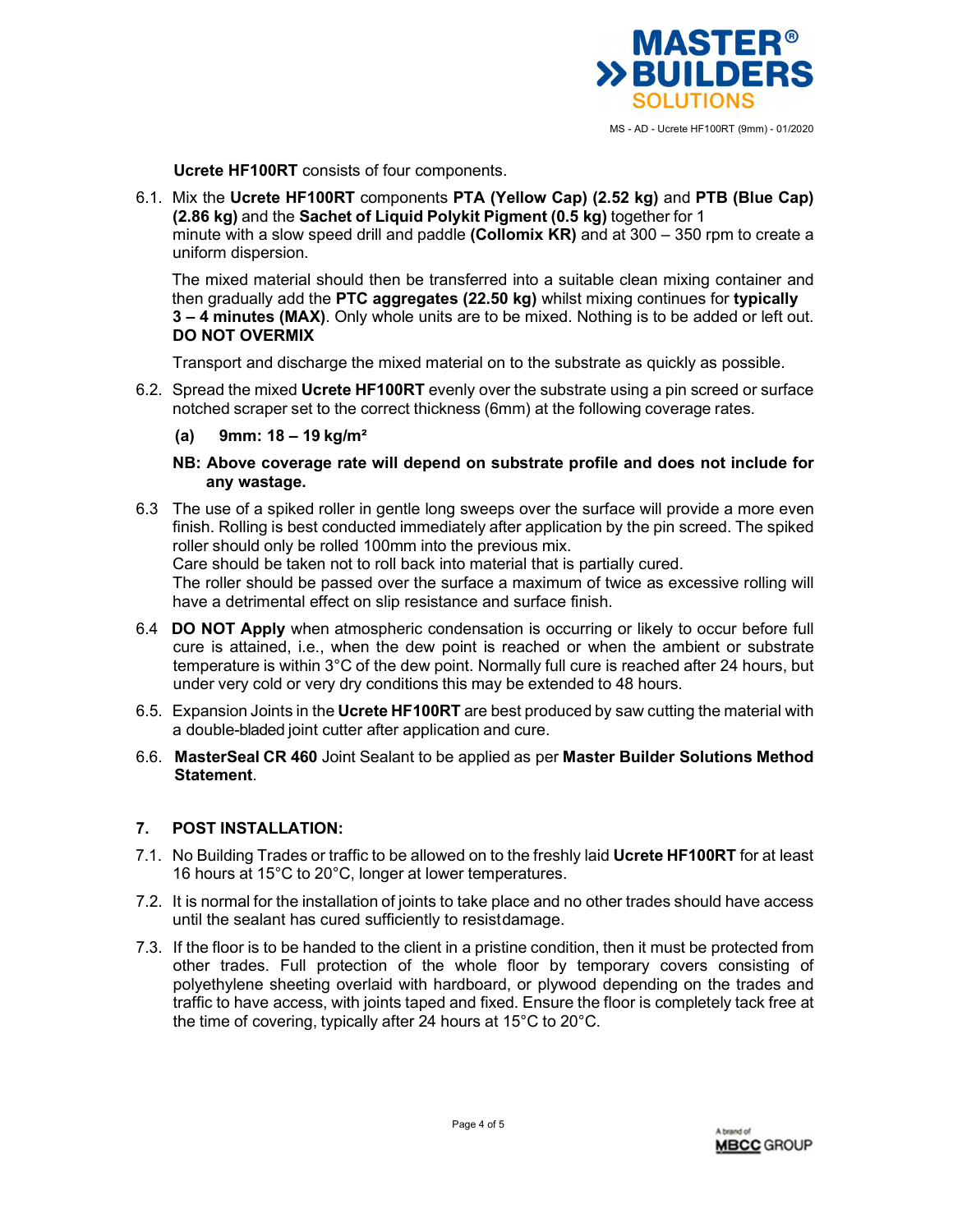**Ucrete HF100RT** consists of four components.

6.1. Mix the **Ucrete HF100RT** components **PTA (Yellow Cap) (2.52 kg)** and **PTB (Blue Cap) (2.86 kg)** and the **Sachet of Liquid Polykit Pigment (0.5 kg)** together for 1 minute with a slow speed drill and paddle **(Collomix KR)** and at 300 – 350 rpm to create a uniform dispersion.

The mixed material should then be transferred into a suitable clean mixing container and then gradually add the **PTC aggregates (22.50 kg)** whilst mixing continues for **typically 3 – 4 minutes (MAX)**. Only whole units are to be mixed. Nothing is to be added or left out. **DO NOT OVERMIX**

Transport and discharge the mixed material on to the substrate as quickly as possible.

6.2. Spread the mixed **Ucrete HF100RT** evenly over the substrate using a pin screed or surface notched scraper set to the correct thickness (6mm) at the following coverage rates.

**(a) 9mm: 18 – 19 kg/m²**

**NB: Above coverage rate will depend on substrate profile and does not include for any wastage.**

6.3 The use of a spiked roller in gentle long sweeps over the surface will provide a more even finish. Rolling is best conducted immediately after application by the pin screed. The spiked roller should only be rolled 100mm into the previous mix.
Care should be taken not to roll back into material that is partially cured.
The roller should be passed over the surface a maximum of twice as excessive rolling will have a detrimental effect on slip resistance and surface finish.

6.4 **DO NOT Apply** when atmospheric condensation is occurring or likely to occur before full cure is attained, i.e., when the dew point is reached or when the ambient or substrate temperature is within 3°C of the dew point. Normally full cure is reached after 24 hours, but under very cold or very dry conditions this may be extended to 48 hours.

6.5. Expansion Joints in the **Ucrete HF100RT** are best produced by saw cutting the material with a double-bladed joint cutter after application and cure.

6.6. **MasterSeal CR 460** Joint Sealant to be applied as per **Master Builder Solutions Method Statement**.

## 7. POST INSTALLATION:

7.1. No Building Trades or traffic to be allowed on to the freshly laid **Ucrete HF100RT** for at least 16 hours at 15°C to 20°C, longer at lower temperatures.

7.2. It is normal for the installation of joints to take place and no other trades should have access until the sealant has cured sufficiently to resist damage.

7.3. If the floor is to be handed to the client in a pristine condition, then it must be protected from other trades. Full protection of the whole floor by temporary covers consisting of polyethylene sheeting overlaid with hardboard, or plywood depending on the trades and traffic to have access, with joints taped and fixed. Ensure the floor is completely tack free at the time of covering, typically after 24 hours at 15°C to 20°C.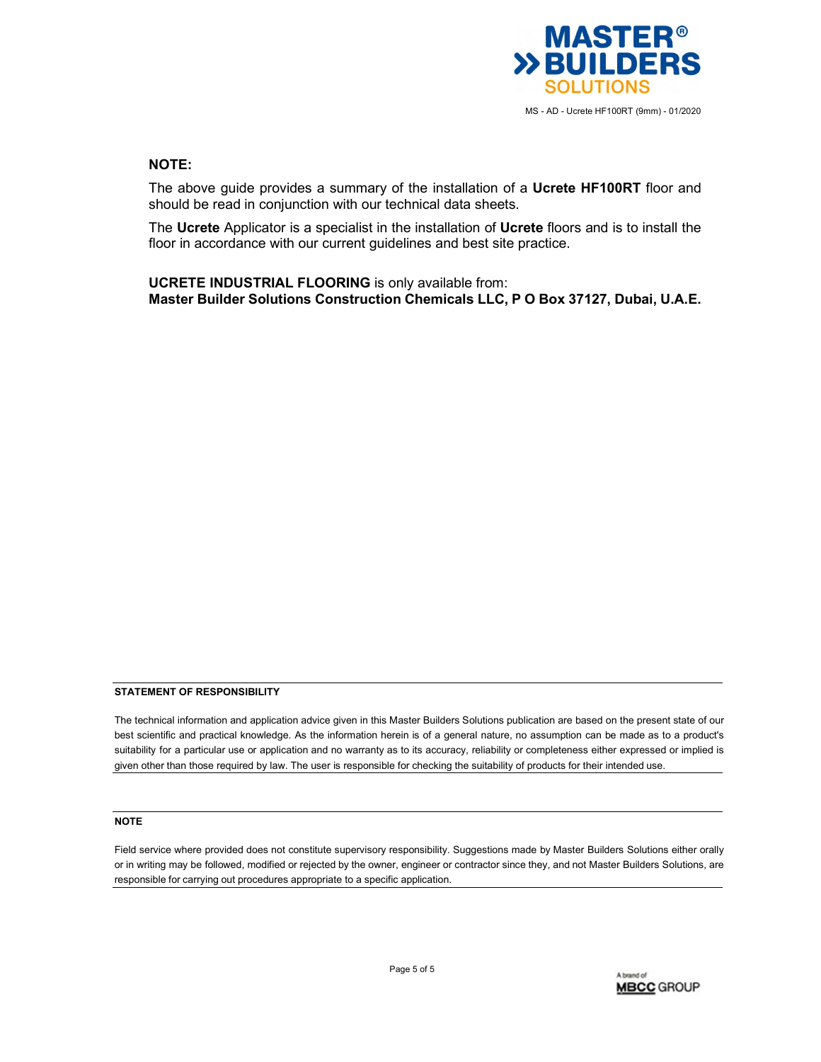## NOTE:

The above guide provides a summary of the installation of a **Ucrete HF100RT** floor and should be read in conjunction with our technical data sheets.

The **Ucrete** Applicator is a specialist in the installation of **Ucrete** floors and is to install the floor in accordance with our current guidelines and best site practice.

**UCRETE INDUSTRIAL FLOORING** is only available from:
**Master Builder Solutions Construction Chemicals LLC, P O Box 37127, Dubai, U.A.E.**

### STATEMENT OF RESPONSIBILITY

The technical information and application advice given in this Master Builders Solutions publication are based on the present state of our best scientific and practical knowledge. As the information herein is of a general nature, no assumption can be made as to a product's suitability for a particular use or application and no warranty as to its accuracy, reliability or completeness either expressed or implied is given other than those required by law. The user is responsible for checking the suitability of products for their intended use.

### NOTE

Field service where provided does not constitute supervisory responsibility. Suggestions made by Master Builders Solutions either orally or in writing may be followed, modified or rejected by the owner, engineer or contractor since they, and not Master Builders Solutions, are responsible for carrying out procedures appropriate to a specific application.